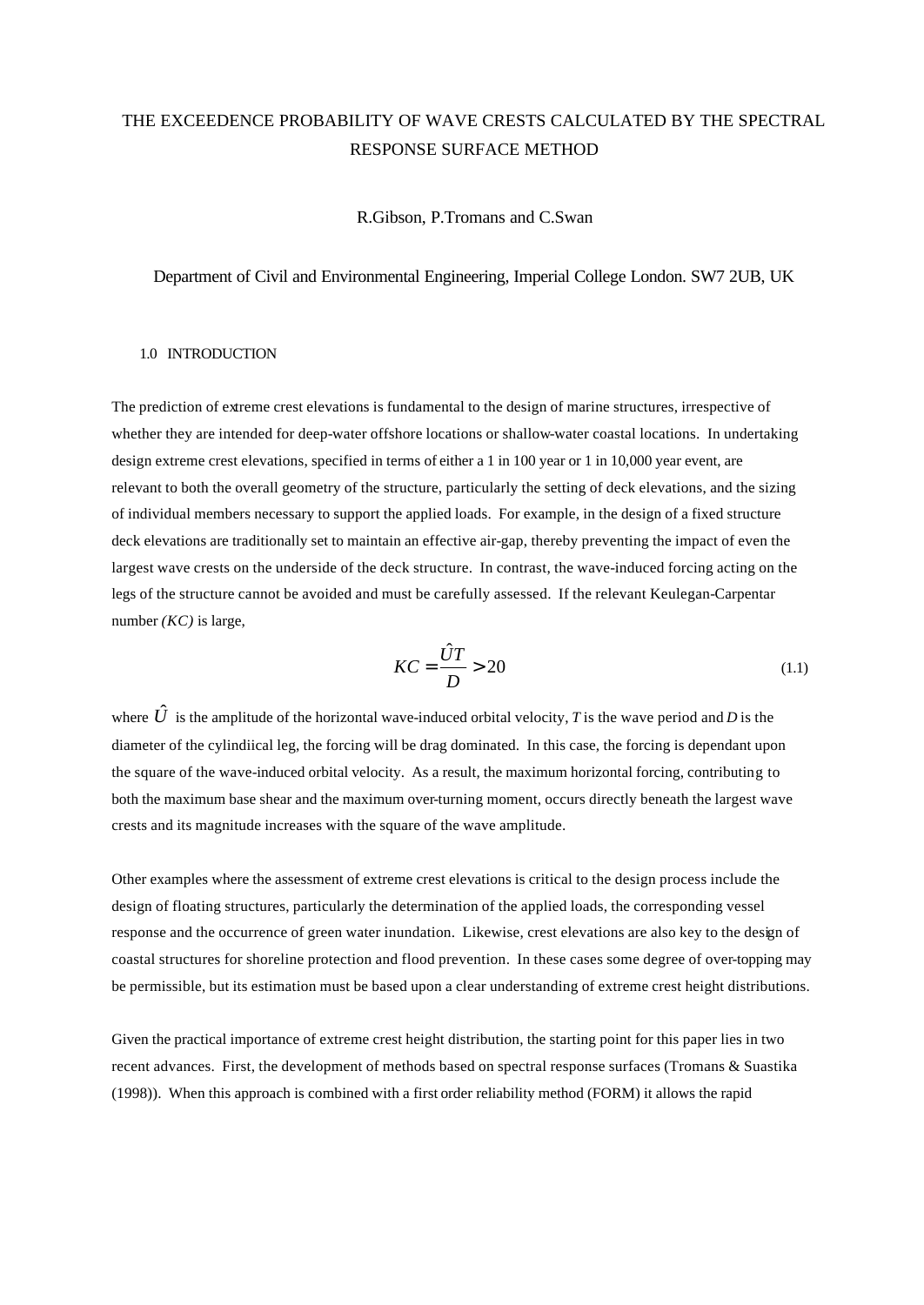# THE EXCEEDENCE PROBABILITY OF WAVE CRESTS CALCULATED BY THE SPECTRAL RESPONSE SURFACE METHOD

R.Gibson, P.Tromans and C.Swan

Department of Civil and Environmental Engineering, Imperial College London. SW7 2UB, UK

## 1.0 INTRODUCTION

The prediction of extreme crest elevations is fundamental to the design of marine structures, irrespective of whether they are intended for deep-water offshore locations or shallow-water coastal locations. In undertaking design extreme crest elevations, specified in terms of either a 1 in 100 year or 1 in 10,000 year event, are relevant to both the overall geometry of the structure, particularly the setting of deck elevations, and the sizing of individual members necessary to support the applied loads. For example, in the design of a fixed structure deck elevations are traditionally set to maintain an effective air-gap, thereby preventing the impact of even the largest wave crests on the underside of the deck structure. In contrast, the wave-induced forcing acting on the legs of the structure cannot be avoided and must be carefully assessed. If the relevant Keulegan-Carpentar number *(KC)* is large,

$$KC = \frac{\hat{U}T}{D} > 20 \tag{1.1}$$

where $\hat{U}$ is the amplitude of the horizontal wave-induced orbital velocity, $T$ is the wave period and $D$ is the diameter of the cylindiical leg, the forcing will be drag dominated. In this case, the forcing is dependant upon the square of the wave-induced orbital velocity. As a result, the maximum horizontal forcing, contributing to both the maximum base shear and the maximum over-turning moment, occurs directly beneath the largest wave crests and its magnitude increases with the square of the wave amplitude.

Other examples where the assessment of extreme crest elevations is critical to the design process include the design of floating structures, particularly the determination of the applied loads, the corresponding vessel response and the occurrence of green water inundation. Likewise, crest elevations are also key to the design of coastal structures for shoreline protection and flood prevention. In these cases some degree of over-topping may be permissible, but its estimation must be based upon a clear understanding of extreme crest height distributions.

Given the practical importance of extreme crest height distribution, the starting point for this paper lies in two recent advances. First, the development of methods based on spectral response surfaces (Tromans & Suastika (1998)). When this approach is combined with a first order reliability method (FORM) it allows the rapid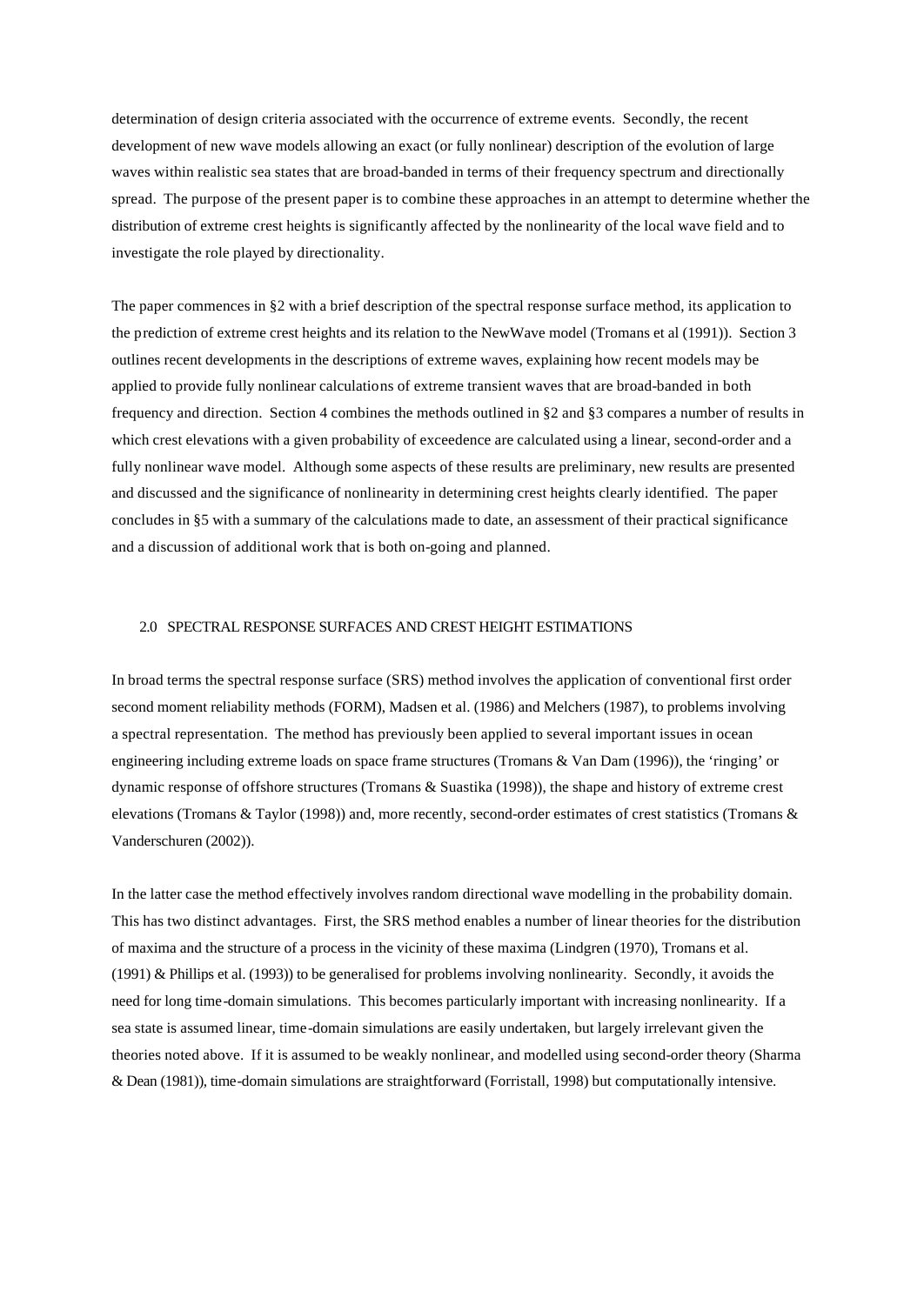determination of design criteria associated with the occurrence of extreme events. Secondly, the recent development of new wave models allowing an exact (or fully nonlinear) description of the evolution of large waves within realistic sea states that are broad-banded in terms of their frequency spectrum and directionally spread. The purpose of the present paper is to combine these approaches in an attempt to determine whether the distribution of extreme crest heights is significantly affected by the nonlinearity of the local wave field and to investigate the role played by directionality.

The paper commences in §2 with a brief description of the spectral response surface method, its application to the prediction of extreme crest heights and its relation to the NewWave model (Tromans et al (1991)). Section 3 outlines recent developments in the descriptions of extreme waves, explaining how recent models may be applied to provide fully nonlinear calculations of extreme transient waves that are broad-banded in both frequency and direction. Section 4 combines the methods outlined in §2 and §3 compares a number of results in which crest elevations with a given probability of exceedence are calculated using a linear, second-order and a fully nonlinear wave model. Although some aspects of these results are preliminary, new results are presented and discussed and the significance of nonlinearity in determining crest heights clearly identified. The paper concludes in §5 with a summary of the calculations made to date, an assessment of their practical significance and a discussion of additional work that is both on-going and planned.

## 2.0 SPECTRAL RESPONSE SURFACES AND CREST HEIGHT ESTIMATIONS

In broad terms the spectral response surface (SRS) method involves the application of conventional first order second moment reliability methods (FORM), Madsen et al. (1986) and Melchers (1987), to problems involving a spectral representation. The method has previously been applied to several important issues in ocean engineering including extreme loads on space frame structures (Tromans & Van Dam (1996)), the 'ringing' or dynamic response of offshore structures (Tromans & Suastika (1998)), the shape and history of extreme crest elevations (Tromans & Taylor (1998)) and, more recently, second-order estimates of crest statistics (Tromans & Vanderschuren (2002)).

In the latter case the method effectively involves random directional wave modelling in the probability domain. This has two distinct advantages. First, the SRS method enables a number of linear theories for the distribution of maxima and the structure of a process in the vicinity of these maxima (Lindgren (1970), Tromans et al. (1991) & Phillips et al. (1993)) to be generalised for problems involving nonlinearity. Secondly, it avoids the need for long time-domain simulations. This becomes particularly important with increasing nonlinearity. If a sea state is assumed linear, time-domain simulations are easily undertaken, but largely irrelevant given the theories noted above. If it is assumed to be weakly nonlinear, and modelled using second-order theory (Sharma & Dean (1981)), time-domain simulations are straightforward (Forristall, 1998) but computationally intensive.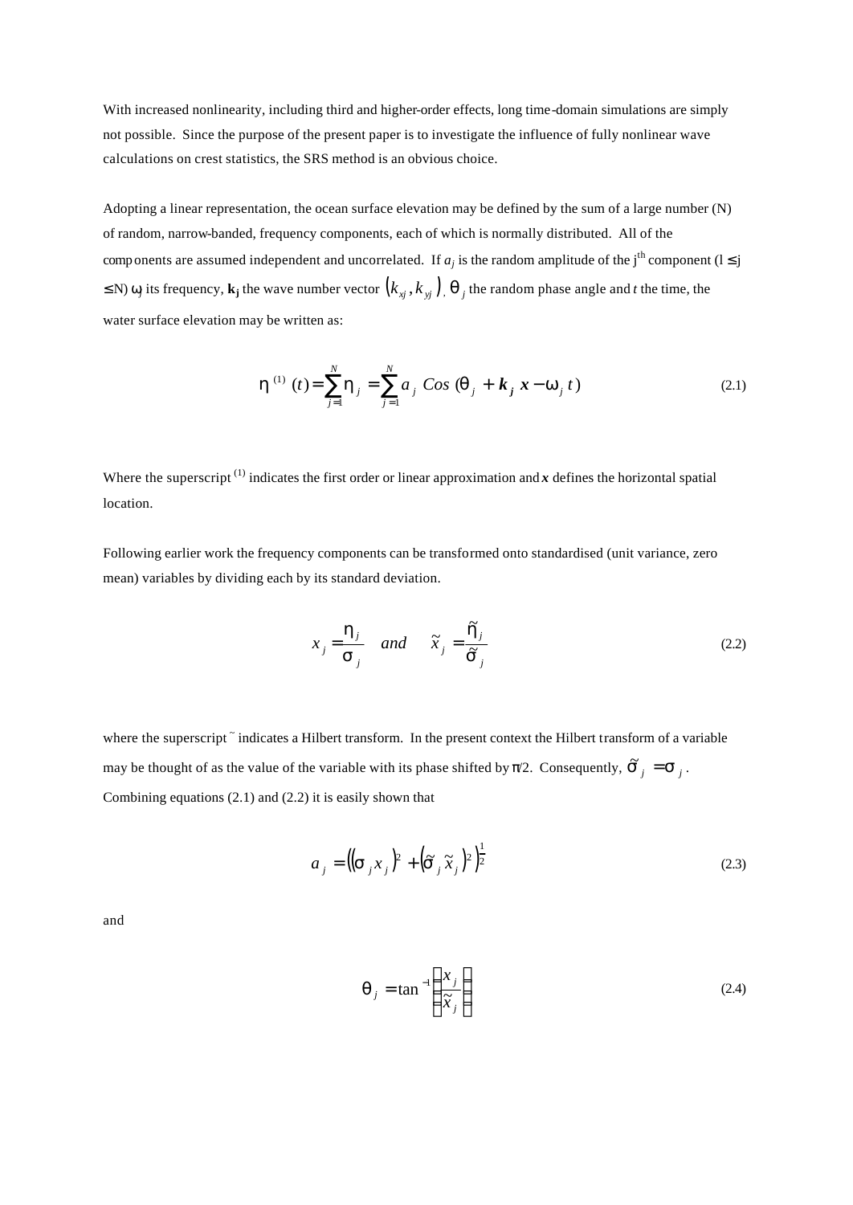With increased nonlinearity, including third and higher-order effects, long time-domain simulations are simply not possible. Since the purpose of the present paper is to investigate the influence of fully nonlinear wave calculations on crest statistics, the SRS method is an obvious choice.

Adopting a linear representation, the ocean surface elevation may be defined by the sum of a large number (N) of random, narrow-banded, frequency components, each of which is normally distributed. All of the components are assumed independent and uncorrelated. If $a_j$ is the random amplitude of the j[th] component ($1 \leq j \leq N$) $\omega_j$ its frequency, $\mathbf{k_j}$ the wave number vector $\left(k_{xj}, k_{yj}\right)$, $\theta_j$ the random phase angle and $t$ the time, the water surface elevation may be written as:

$$\eta^{(1)}(t) = \sum_{j=1}^{N} \eta_j = \sum_{j=1}^{N} a_j \, Cos\,(\theta_j + \boldsymbol{k_j}\,\boldsymbol{x} - \omega_j\, t) \tag{2.1}$$

Where the superscript $^{(1)}$ indicates the first order or linear approximation and $\boldsymbol{x}$ defines the horizontal spatial location.

Following earlier work the frequency components can be transformed onto standardised (unit variance, zero mean) variables by dividing each by its standard deviation.

$$x_j = \frac{\eta_j}{\sigma_j} \quad and \quad \tilde{x}_j = \frac{\tilde{\eta}_j}{\tilde{\sigma}_j} \tag{2.2}$$

where the superscript ~ indicates a Hilbert transform. In the present context the Hilbert transform of a variable may be thought of as the value of the variable with its phase shifted by $\pi/2$. Consequently, $\tilde{\sigma}_j = \sigma_j$. Combining equations (2.1) and (2.2) it is easily shown that

$$a_j = \left((\sigma_j x_j)^2 + (\tilde{\sigma}_j \tilde{x}_j)^2\right)^{\frac{1}{2}} \tag{2.3}$$

and

$$\theta_j = \tan^{-1}\left(\frac{x_j}{\tilde{x}_j}\right) \tag{2.4}$$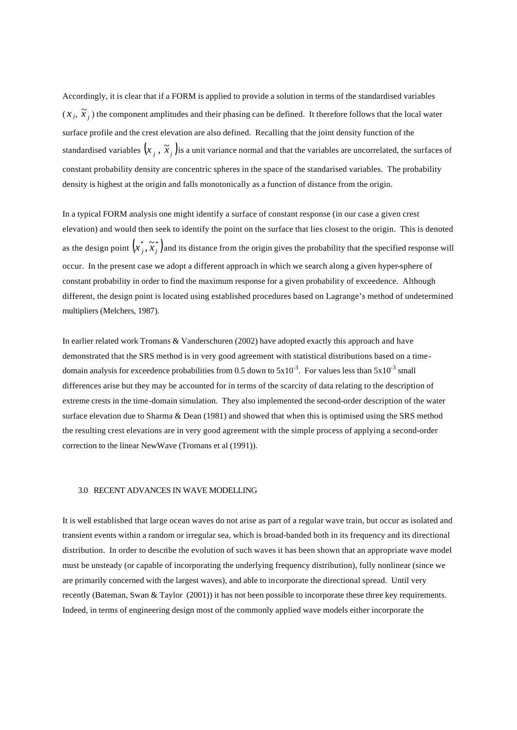Accordingly, it is clear that if a FORM is applied to provide a solution in terms of the standardised variables ($x_j$, $\tilde{x}_j$) the component amplitudes and their phasing can be defined. It therefore follows that the local water surface profile and the crest elevation are also defined. Recalling that the joint density function of the standardised variables $(x_j, \tilde{x}_j)$ is a unit variance normal and that the variables are uncorrelated, the surfaces of constant probability density are concentric spheres in the space of the standarised variables. The probability density is highest at the origin and falls monotonically as a function of distance from the origin.

In a typical FORM analysis one might identify a surface of constant response (in our case a given crest elevation) and would then seek to identify the point on the surface that lies closest to the origin. This is denoted as the design point $(x_j^*, \tilde{x}_j^*)$ and its distance from the origin gives the probability that the specified response will occur. In the present case we adopt a different approach in which we search along a given hyper-sphere of constant probability in order to find the maximum response for a given probability of exceedence. Although different, the design point is located using established procedures based on Lagrange's method of undetermined multipliers (Melchers, 1987).

In earlier related work Tromans & Vanderschuren (2002) have adopted exactly this approach and have demonstrated that the SRS method is in very good agreement with statistical distributions based on a time-domain analysis for exceedence probabilities from 0.5 down to $5\text{x}10^{-3}$. For values less than $5\text{x}10^{-3}$ small differences arise but they may be accounted for in terms of the scarcity of data relating to the description of extreme crests in the time-domain simulation. They also implemented the second-order description of the water surface elevation due to Sharma & Dean (1981) and showed that when this is optimised using the SRS method the resulting crest elevations are in very good agreement with the simple process of applying a second-order correction to the linear NewWave (Tromans et al (1991)).

## 3.0 RECENT ADVANCES IN WAVE MODELLING

It is well established that large ocean waves do not arise as part of a regular wave train, but occur as isolated and transient events within a random or irregular sea, which is broad-banded both in its frequency and its directional distribution. In order to describe the evolution of such waves it has been shown that an appropriate wave model must be unsteady (or capable of incorporating the underlying frequency distribution), fully nonlinear (since we are primarily concerned with the largest waves), and able to incorporate the directional spread. Until very recently (Bateman, Swan & Taylor (2001)) it has not been possible to incorporate these three key requirements. Indeed, in terms of engineering design most of the commonly applied wave models either incorporate the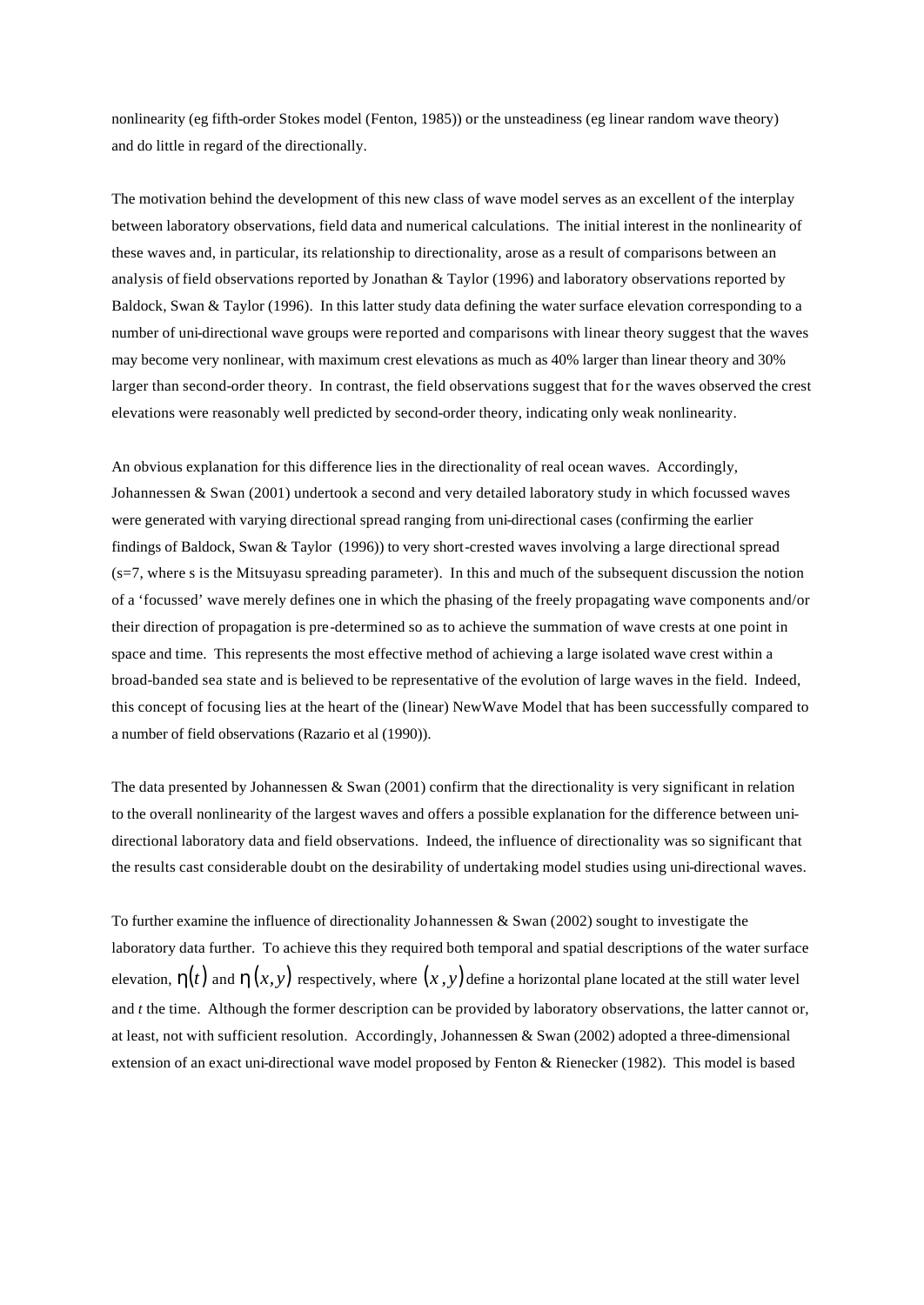nonlinearity (eg fifth-order Stokes model (Fenton, 1985)) or the unsteadiness (eg linear random wave theory) and do little in regard of the directionally.

The motivation behind the development of this new class of wave model serves as an excellent of the interplay between laboratory observations, field data and numerical calculations. The initial interest in the nonlinearity of these waves and, in particular, its relationship to directionality, arose as a result of comparisons between an analysis of field observations reported by Jonathan & Taylor (1996) and laboratory observations reported by Baldock, Swan & Taylor (1996). In this latter study data defining the water surface elevation corresponding to a number of uni-directional wave groups were reported and comparisons with linear theory suggest that the waves may become very nonlinear, with maximum crest elevations as much as 40% larger than linear theory and 30% larger than second-order theory. In contrast, the field observations suggest that for the waves observed the crest elevations were reasonably well predicted by second-order theory, indicating only weak nonlinearity.

An obvious explanation for this difference lies in the directionality of real ocean waves. Accordingly, Johannessen & Swan (2001) undertook a second and very detailed laboratory study in which focussed waves were generated with varying directional spread ranging from uni-directional cases (confirming the earlier findings of Baldock, Swan & Taylor (1996)) to very short-crested waves involving a large directional spread ($s=7$, where $s$ is the Mitsuyasu spreading parameter). In this and much of the subsequent discussion the notion of a 'focussed' wave merely defines one in which the phasing of the freely propagating wave components and/or their direction of propagation is pre-determined so as to achieve the summation of wave crests at one point in space and time. This represents the most effective method of achieving a large isolated wave crest within a broad-banded sea state and is believed to be representative of the evolution of large waves in the field. Indeed, this concept of focusing lies at the heart of the (linear) NewWave Model that has been successfully compared to a number of field observations (Razario et al (1990)).

The data presented by Johannessen & Swan (2001) confirm that the directionality is very significant in relation to the overall nonlinearity of the largest waves and offers a possible explanation for the difference between uni-directional laboratory data and field observations. Indeed, the influence of directionality was so significant that the results cast considerable doubt on the desirability of undertaking model studies using uni-directional waves.

To further examine the influence of directionality Johannessen & Swan (2002) sought to investigate the laboratory data further. To achieve this they required both temporal and spatial descriptions of the water surface elevation, $\eta(t)$ and $\eta(x,y)$ respectively, where $(x,y)$ define a horizontal plane located at the still water level and $t$ the time. Although the former description can be provided by laboratory observations, the latter cannot or, at least, not with sufficient resolution. Accordingly, Johannessen & Swan (2002) adopted a three-dimensional extension of an exact uni-directional wave model proposed by Fenton & Rienecker (1982). This model is based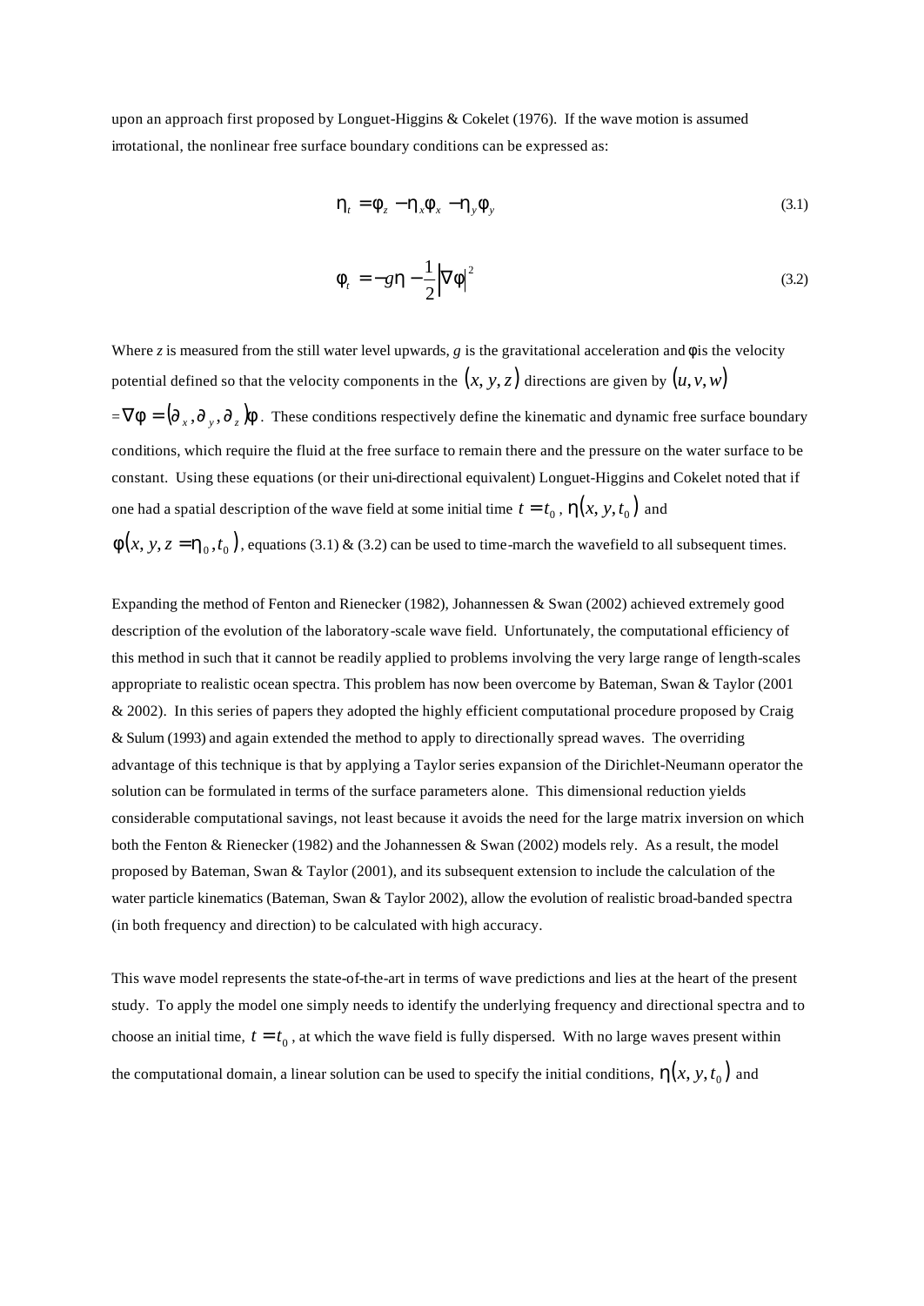upon an approach first proposed by Longuet-Higgins & Cokelet (1976). If the wave motion is assumed irrotational, the nonlinear free surface boundary conditions can be expressed as:

$$\eta_t = \phi_z - \eta_x \phi_x - \eta_y \phi_y \tag{3.1}$$

$$\phi_t = -g\eta - \frac{1}{2}\left|\nabla\phi\right|^2 \tag{3.2}$$

Where $z$ is measured from the still water level upwards, $g$ is the gravitational acceleration and $\phi$ is the velocity potential defined so that the velocity components in the $(x, y, z)$ directions are given by $(u, v, w)$ $= \nabla\phi = (\partial_x, \partial_y, \partial_z)\phi$. These conditions respectively define the kinematic and dynamic free surface boundary conditions, which require the fluid at the free surface to remain there and the pressure on the water surface to be constant. Using these equations (or their uni-directional equivalent) Longuet-Higgins and Cokelet noted that if one had a spatial description of the wave field at some initial time $t = t_0$, $\eta(x, y, t_0)$ and $\phi(x, y, z = \eta_0, t_0)$, equations (3.1) & (3.2) can be used to time-march the wavefield to all subsequent times.

Expanding the method of Fenton and Rienecker (1982), Johannessen & Swan (2002) achieved extremely good description of the evolution of the laboratory-scale wave field. Unfortunately, the computational efficiency of this method in such that it cannot be readily applied to problems involving the very large range of length-scales appropriate to realistic ocean spectra. This problem has now been overcome by Bateman, Swan & Taylor (2001 & 2002). In this series of papers they adopted the highly efficient computational procedure proposed by Craig & Sulum (1993) and again extended the method to apply to directionally spread waves. The overriding advantage of this technique is that by applying a Taylor series expansion of the Dirichlet-Neumann operator the solution can be formulated in terms of the surface parameters alone. This dimensional reduction yields considerable computational savings, not least because it avoids the need for the large matrix inversion on which both the Fenton & Rienecker (1982) and the Johannessen & Swan (2002) models rely. As a result, the model proposed by Bateman, Swan & Taylor (2001), and its subsequent extension to include the calculation of the water particle kinematics (Bateman, Swan & Taylor 2002), allow the evolution of realistic broad-banded spectra (in both frequency and direction) to be calculated with high accuracy.

This wave model represents the state-of-the-art in terms of wave predictions and lies at the heart of the present study. To apply the model one simply needs to identify the underlying frequency and directional spectra and to choose an initial time, $t = t_0$, at which the wave field is fully dispersed. With no large waves present within the computational domain, a linear solution can be used to specify the initial conditions, $\eta(x, y, t_0)$ and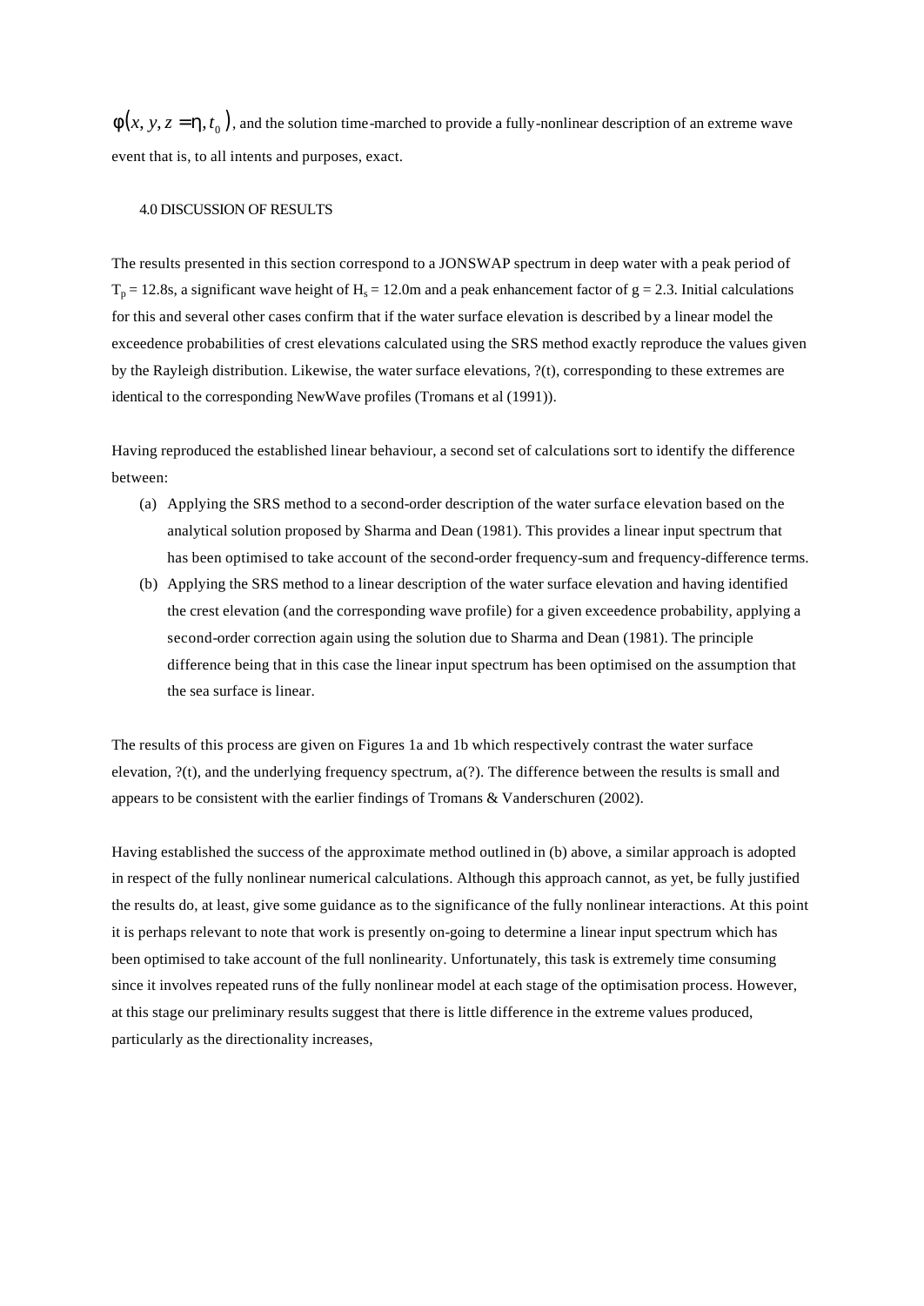$\phi(x, y, z = \eta, t_0)$, and the solution time-marched to provide a fully-nonlinear description of an extreme wave event that is, to all intents and purposes, exact.

## 4.0 DISCUSSION OF RESULTS

The results presented in this section correspond to a JONSWAP spectrum in deep water with a peak period of $T_p = 12.8$s, a significant wave height of $H_s = 12.0$m and a peak enhancement factor of g = 2.3. Initial calculations for this and several other cases confirm that if the water surface elevation is described by a linear model the exceedence probabilities of crest elevations calculated using the SRS method exactly reproduce the values given by the Rayleigh distribution. Likewise, the water surface elevations, ?(t), corresponding to these extremes are identical to the corresponding NewWave profiles (Tromans et al (1991)).

Having reproduced the established linear behaviour, a second set of calculations sort to identify the difference between:

(a) Applying the SRS method to a second-order description of the water surface elevation based on the analytical solution proposed by Sharma and Dean (1981). This provides a linear input spectrum that has been optimised to take account of the second-order frequency-sum and frequency-difference terms.

(b) Applying the SRS method to a linear description of the water surface elevation and having identified the crest elevation (and the corresponding wave profile) for a given exceedence probability, applying a second-order correction again using the solution due to Sharma and Dean (1981). The principle difference being that in this case the linear input spectrum has been optimised on the assumption that the sea surface is linear.

The results of this process are given on Figures 1a and 1b which respectively contrast the water surface elevation, ?(t), and the underlying frequency spectrum, a(?). The difference between the results is small and appears to be consistent with the earlier findings of Tromans & Vanderschuren (2002).

Having established the success of the approximate method outlined in (b) above, a similar approach is adopted in respect of the fully nonlinear numerical calculations. Although this approach cannot, as yet, be fully justified the results do, at least, give some guidance as to the significance of the fully nonlinear interactions. At this point it is perhaps relevant to note that work is presently on-going to determine a linear input spectrum which has been optimised to take account of the full nonlinearity. Unfortunately, this task is extremely time consuming since it involves repeated runs of the fully nonlinear model at each stage of the optimisation process. However, at this stage our preliminary results suggest that there is little difference in the extreme values produced, particularly as the directionality increases,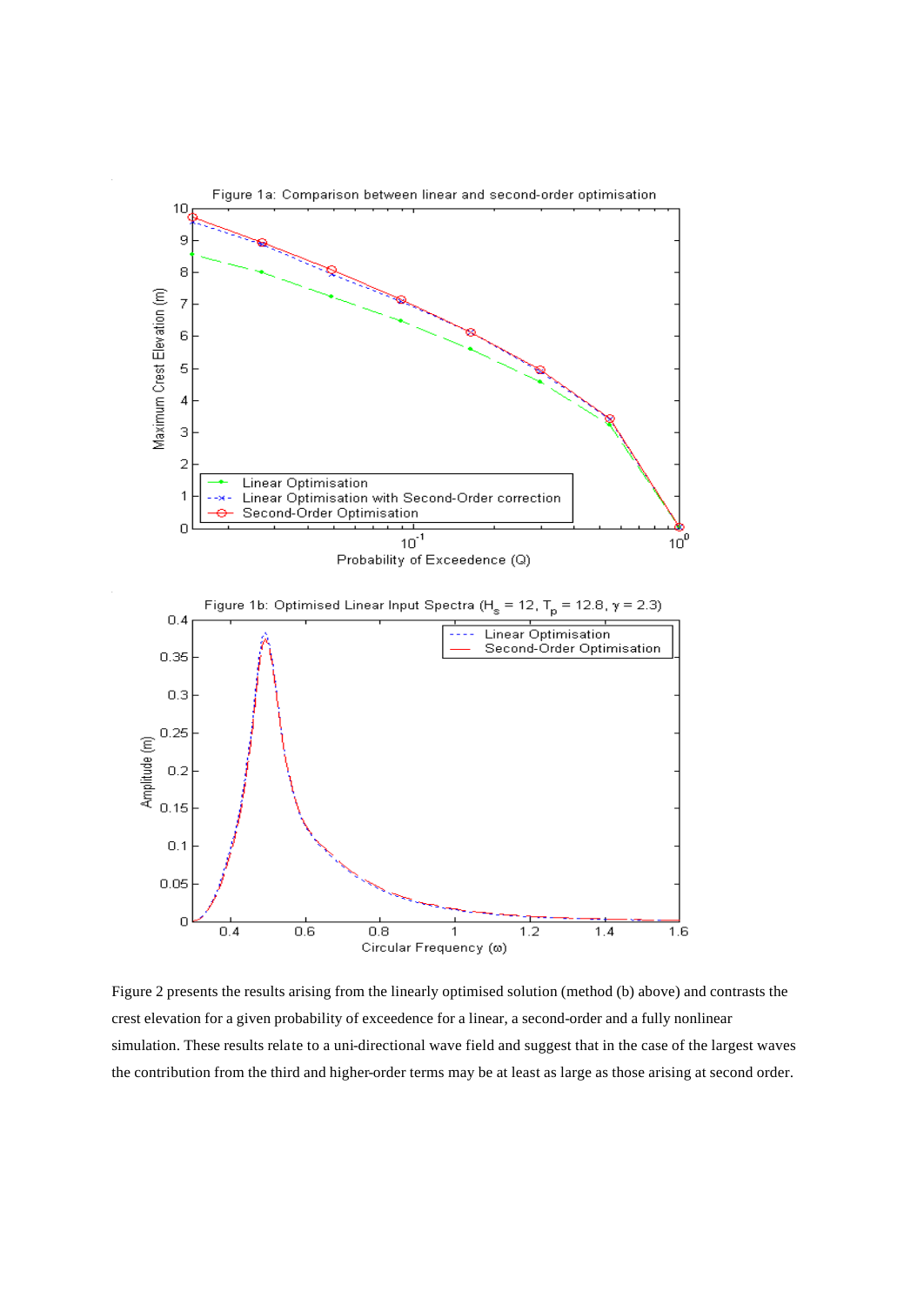Figure 1a: Comparison between linear and second-order optimisation

Figure 1b: Optimised Linear Input Spectra ($H_s$ = 12, $T_p$ = 12.8, $\gamma$ = 2.3)

Figure 2 presents the results arising from the linearly optimised solution (method (b) above) and contrasts the crest elevation for a given probability of exceedence for a linear, a second-order and a fully nonlinear simulation. These results relate to a uni-directional wave field and suggest that in the case of the largest waves the contribution from the third and higher-order terms may be at least as large as those arising at second order.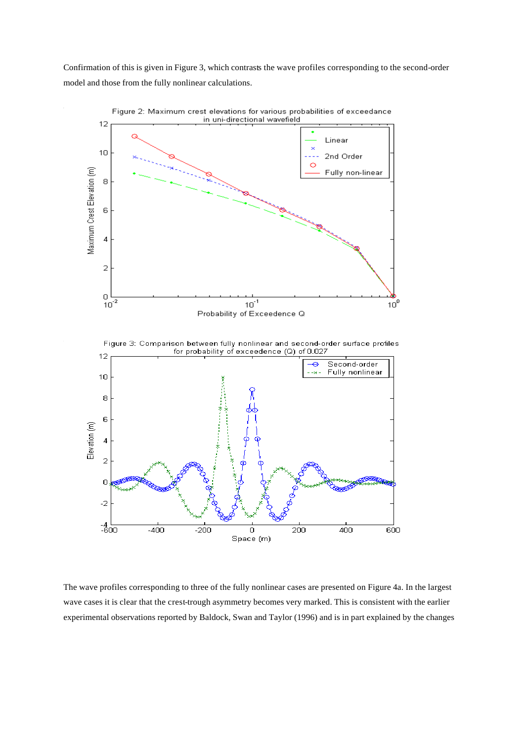Confirmation of this is given in Figure 3, which contrasts the wave profiles corresponding to the second-order model and those from the fully nonlinear calculations.

Figure 2: Maximum crest elevations for various probabilities of exceedance in uni-directional wavefield

Figure 3: Comparison between fully nonlinear and second-order surface profiles for probability of exceedance (Q) of 0.027

The wave profiles corresponding to three of the fully nonlinear cases are presented on Figure 4a. In the largest wave cases it is clear that the crest-trough asymmetry becomes very marked. This is consistent with the earlier experimental observations reported by Baldock, Swan and Taylor (1996) and is in part explained by the changes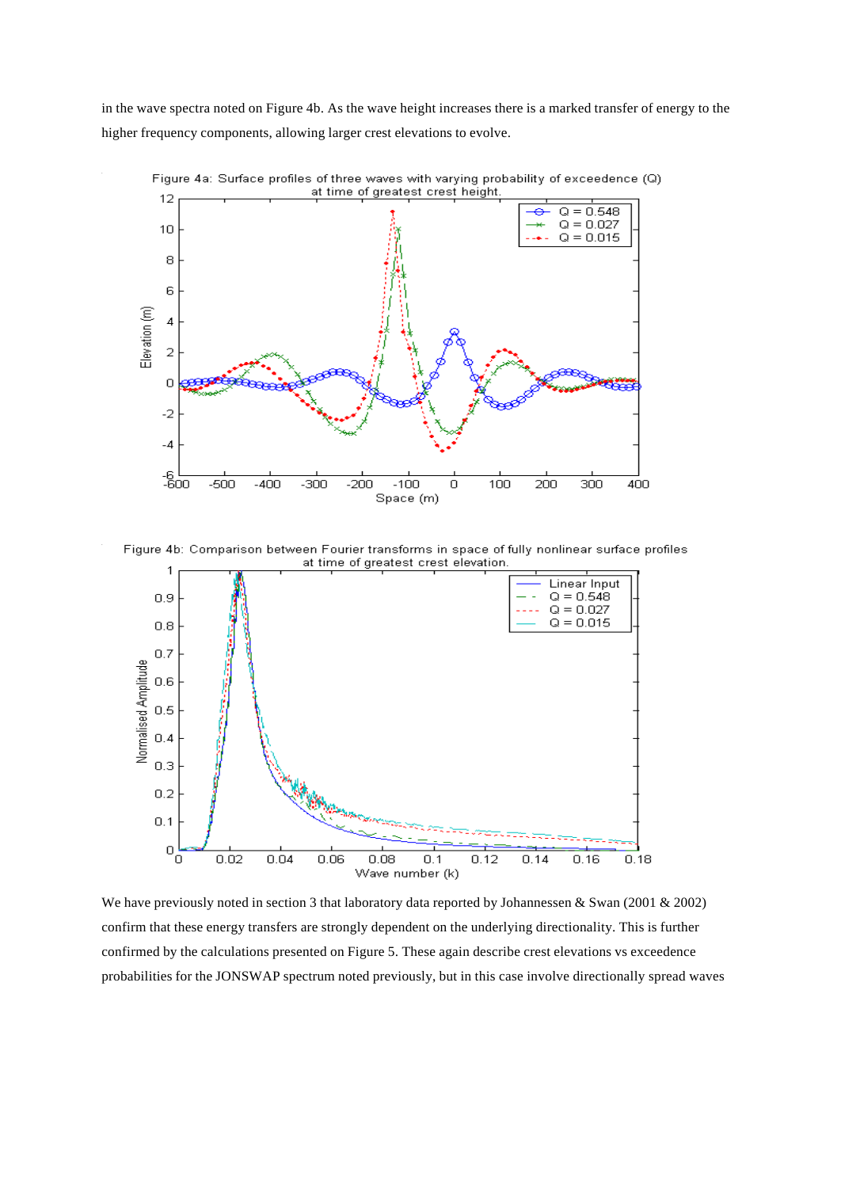in the wave spectra noted on Figure 4b. As the wave height increases there is a marked transfer of energy to the higher frequency components, allowing larger crest elevations to evolve.

Figure 4a: Surface profiles of three waves with varying probability of exceedence (Q) at time of greatest crest height.

Figure 4b: Comparison between Fourier transforms in space of fully nonlinear surface profiles at time of greatest crest elevation.

We have previously noted in section 3 that laboratory data reported by Johannessen & Swan (2001 & 2002) confirm that these energy transfers are strongly dependent on the underlying directionality. This is further confirmed by the calculations presented on Figure 5. These again describe crest elevations vs exceedence probabilities for the JONSWAP spectrum noted previously, but in this case involve directionally spread waves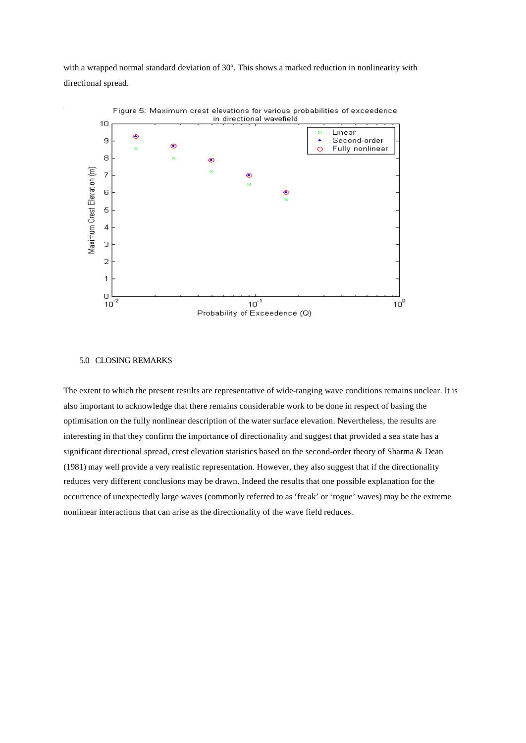with a wrapped normal standard deviation of 30º. This shows a marked reduction in nonlinearity with directional spread.

Figure 5: Maximum crest elevations for various probabilities of exceedence in directional wavefield

## 5.0 CLOSING REMARKS

The extent to which the present results are representative of wide-ranging wave conditions remains unclear. It is also important to acknowledge that there remains considerable work to be done in respect of basing the optimisation on the fully nonlinear description of the water surface elevation. Nevertheless, the results are interesting in that they confirm the importance of directionality and suggest that provided a sea state has a significant directional spread, crest elevation statistics based on the second-order theory of Sharma & Dean (1981) may well provide a very realistic representation. However, they also suggest that if the directionality reduces very different conclusions may be drawn. Indeed the results that one possible explanation for the occurrence of unexpectedly large waves (commonly referred to as 'freak' or 'rogue' waves) may be the extreme nonlinear interactions that can arise as the directionality of the wave field reduces.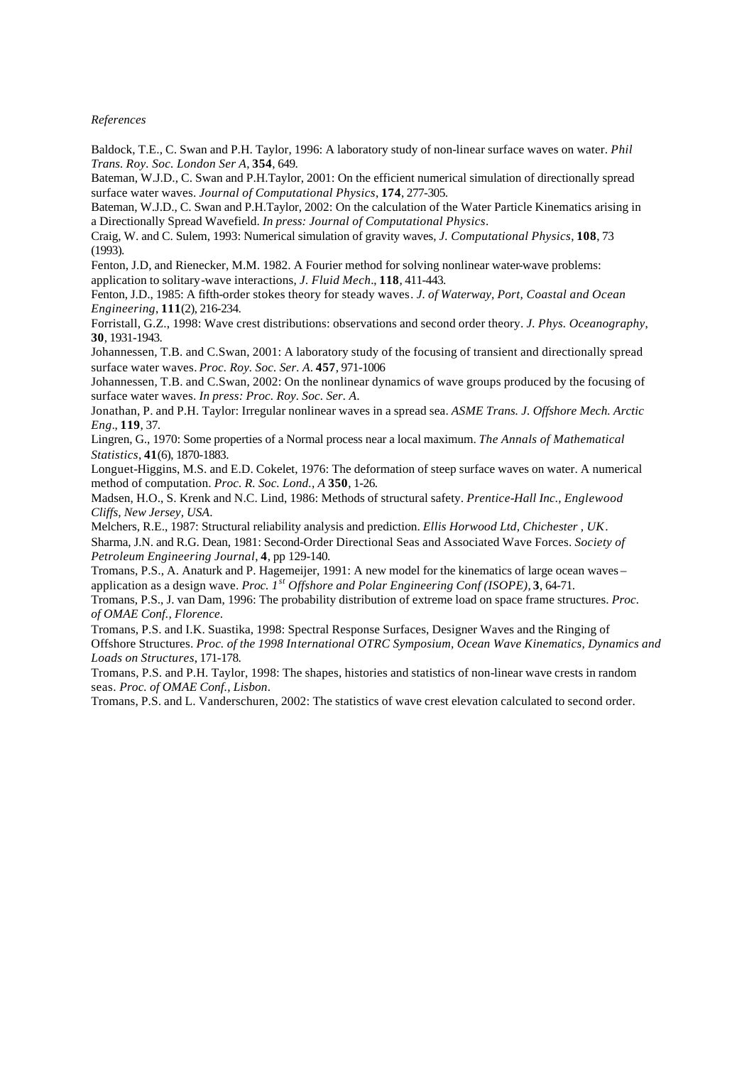*References*

Baldock, T.E., C. Swan and P.H. Taylor, 1996: A laboratory study of non-linear surface waves on water. *Phil Trans. Roy. Soc. London Ser A*, **354**, 649.

Bateman, W.J.D., C. Swan and P.H.Taylor, 2001: On the efficient numerical simulation of directionally spread surface water waves. *Journal of Computational Physics*, **174**, 277-305.

Bateman, W.J.D., C. Swan and P.H.Taylor, 2002: On the calculation of the Water Particle Kinematics arising in a Directionally Spread Wavefield. *In press: Journal of Computational Physics*.

Craig, W. and C. Sulem, 1993: Numerical simulation of gravity waves, *J. Computational Physics*, **108**, 73 (1993).

Fenton, J.D, and Rienecker, M.M. 1982. A Fourier method for solving nonlinear water-wave problems: application to solitary-wave interactions, *J. Fluid Mech*., **118**, 411-443.

Fenton, J.D., 1985: A fifth-order stokes theory for steady waves. *J. of Waterway, Port, Coastal and Ocean Engineering*, **111**(2), 216-234.

Forristall, G.Z., 1998: Wave crest distributions: observations and second order theory. *J. Phys. Oceanography*, **30**, 1931-1943.

Johannessen, T.B. and C.Swan, 2001: A laboratory study of the focusing of transient and directionally spread surface water waves. *Proc. Roy. Soc. Ser. A*. **457**, 971-1006

Johannessen, T.B. and C.Swan, 2002: On the nonlinear dynamics of wave groups produced by the focusing of surface water waves. *In press: Proc. Roy. Soc. Ser. A*.

Jonathan, P. and P.H. Taylor: Irregular nonlinear waves in a spread sea. *ASME Trans. J. Offshore Mech. Arctic Eng*., **119**, 37.

Lingren, G., 1970: Some properties of a Normal process near a local maximum. *The Annals of Mathematical Statistics*, **41**(6), 1870-1883.

Longuet-Higgins, M.S. and E.D. Cokelet, 1976: The deformation of steep surface waves on water. A numerical method of computation. *Proc. R. Soc. Lond., A* **350**, 1-26.

Madsen, H.O., S. Krenk and N.C. Lind, 1986: Methods of structural safety. *Prentice-Hall Inc., Englewood Cliffs, New Jersey, USA*.

Melchers, R.E., 1987: Structural reliability analysis and prediction. *Ellis Horwood Ltd, Chichester , UK*.

Sharma, J.N. and R.G. Dean, 1981: Second-Order Directional Seas and Associated Wave Forces. *Society of Petroleum Engineering Journal*, **4**, pp 129-140.

Tromans, P.S., A. Anaturk and P. Hagemeijer, 1991: A new model for the kinematics of large ocean waves – application as a design wave. *Proc. 1st Offshore and Polar Engineering Conf (ISOPE)*, **3**, 64-71.

Tromans, P.S., J. van Dam, 1996: The probability distribution of extreme load on space frame structures. *Proc. of OMAE Conf., Florence*.

Tromans, P.S. and I.K. Suastika, 1998: Spectral Response Surfaces, Designer Waves and the Ringing of Offshore Structures. *Proc. of the 1998 International OTRC Symposium, Ocean Wave Kinematics, Dynamics and Loads on Structures*, 171-178.

Tromans, P.S. and P.H. Taylor, 1998: The shapes, histories and statistics of non-linear wave crests in random seas. *Proc. of OMAE Conf., Lisbon*.

Tromans, P.S. and L. Vanderschuren, 2002: The statistics of wave crest elevation calculated to second order.